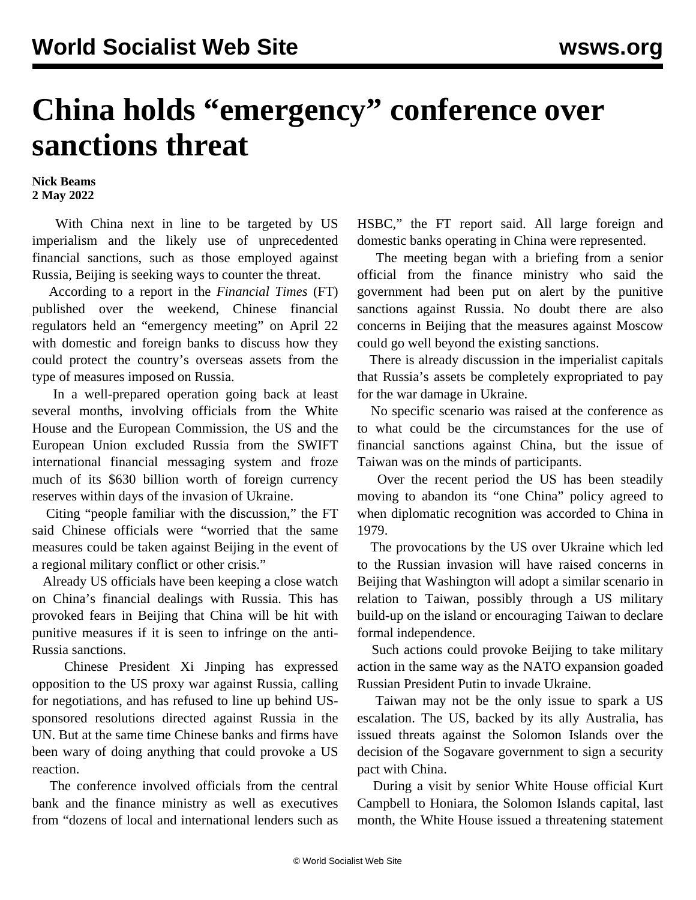# China holds "emergency" conference over sanctions threat

**Nick Beams**
**2 May 2022**

With China next in line to be targeted by US imperialism and the likely use of unprecedented financial sanctions, such as those employed against Russia, Beijing is seeking ways to counter the threat.

According to a report in the *Financial Times* (FT) published over the weekend, Chinese financial regulators held an "emergency meeting" on April 22 with domestic and foreign banks to discuss how they could protect the country's overseas assets from the type of measures imposed on Russia.

In a well-prepared operation going back at least several months, involving officials from the White House and the European Commission, the US and the European Union excluded Russia from the SWIFT international financial messaging system and froze much of its $630 billion worth of foreign currency reserves within days of the invasion of Ukraine.

Citing "people familiar with the discussion," the FT said Chinese officials were "worried that the same measures could be taken against Beijing in the event of a regional military conflict or other crisis."

Already US officials have been keeping a close watch on China's financial dealings with Russia. This has provoked fears in Beijing that China will be hit with punitive measures if it is seen to infringe on the anti-Russia sanctions.

Chinese President Xi Jinping has expressed opposition to the US proxy war against Russia, calling for negotiations, and has refused to line up behind US-sponsored resolutions directed against Russia in the UN. But at the same time Chinese banks and firms have been wary of doing anything that could provoke a US reaction.

The conference involved officials from the central bank and the finance ministry as well as executives from "dozens of local and international lenders such as HSBC," the FT report said. All large foreign and domestic banks operating in China were represented.

The meeting began with a briefing from a senior official from the finance ministry who said the government had been put on alert by the punitive sanctions against Russia. No doubt there are also concerns in Beijing that the measures against Moscow could go well beyond the existing sanctions.

There is already discussion in the imperialist capitals that Russia's assets be completely expropriated to pay for the war damage in Ukraine.

No specific scenario was raised at the conference as to what could be the circumstances for the use of financial sanctions against China, but the issue of Taiwan was on the minds of participants.

Over the recent period the US has been steadily moving to abandon its "one China" policy agreed to when diplomatic recognition was accorded to China in 1979.

The provocations by the US over Ukraine which led to the Russian invasion will have raised concerns in Beijing that Washington will adopt a similar scenario in relation to Taiwan, possibly through a US military build-up on the island or encouraging Taiwan to declare formal independence.

Such actions could provoke Beijing to take military action in the same way as the NATO expansion goaded Russian President Putin to invade Ukraine.

Taiwan may not be the only issue to spark a US escalation. The US, backed by its ally Australia, has issued threats against the Solomon Islands over the decision of the Sogavare government to sign a security pact with China.

During a visit by senior White House official Kurt Campbell to Honiara, the Solomon Islands capital, last month, the White House issued a threatening statement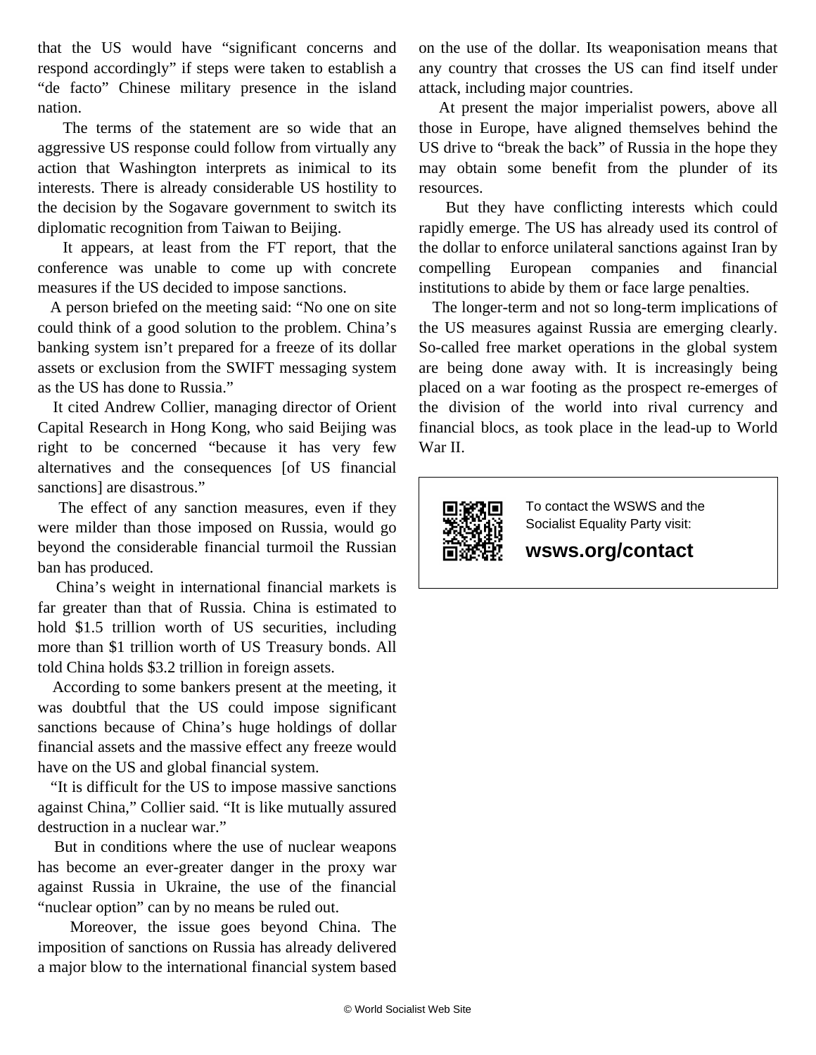that the US would have "significant concerns and respond accordingly" if steps were taken to establish a "de facto" Chinese military presence in the island nation.

The terms of the statement are so wide that an aggressive US response could follow from virtually any action that Washington interprets as inimical to its interests. There is already considerable US hostility to the decision by the Sogavare government to switch its diplomatic recognition from Taiwan to Beijing.

It appears, at least from the FT report, that the conference was unable to come up with concrete measures if the US decided to impose sanctions.

A person briefed on the meeting said: "No one on site could think of a good solution to the problem. China's banking system isn't prepared for a freeze of its dollar assets or exclusion from the SWIFT messaging system as the US has done to Russia."

It cited Andrew Collier, managing director of Orient Capital Research in Hong Kong, who said Beijing was right to be concerned "because it has very few alternatives and the consequences [of US financial sanctions] are disastrous."

The effect of any sanction measures, even if they were milder than those imposed on Russia, would go beyond the considerable financial turmoil the Russian ban has produced.

China's weight in international financial markets is far greater than that of Russia. China is estimated to hold $1.5 trillion worth of US securities, including more than $1 trillion worth of US Treasury bonds. All told China holds $3.2 trillion in foreign assets.

According to some bankers present at the meeting, it was doubtful that the US could impose significant sanctions because of China's huge holdings of dollar financial assets and the massive effect any freeze would have on the US and global financial system.

"It is difficult for the US to impose massive sanctions against China," Collier said. "It is like mutually assured destruction in a nuclear war."

But in conditions where the use of nuclear weapons has become an ever-greater danger in the proxy war against Russia in Ukraine, the use of the financial "nuclear option" can by no means be ruled out.

Moreover, the issue goes beyond China. The imposition of sanctions on Russia has already delivered a major blow to the international financial system based on the use of the dollar. Its weaponisation means that any country that crosses the US can find itself under attack, including major countries.

At present the major imperialist powers, above all those in Europe, have aligned themselves behind the US drive to "break the back" of Russia in the hope they may obtain some benefit from the plunder of its resources.

But they have conflicting interests which could rapidly emerge. The US has already used its control of the dollar to enforce unilateral sanctions against Iran by compelling European companies and financial institutions to abide by them or face large penalties.

The longer-term and not so long-term implications of the US measures against Russia are emerging clearly. So-called free market operations in the global system are being done away with. It is increasingly being placed on a war footing as the prospect re-emerges of the division of the world into rival currency and financial blocs, as took place in the lead-up to World War II.

To contact the WSWS and the Socialist Equality Party visit:

**wsws.org/contact**